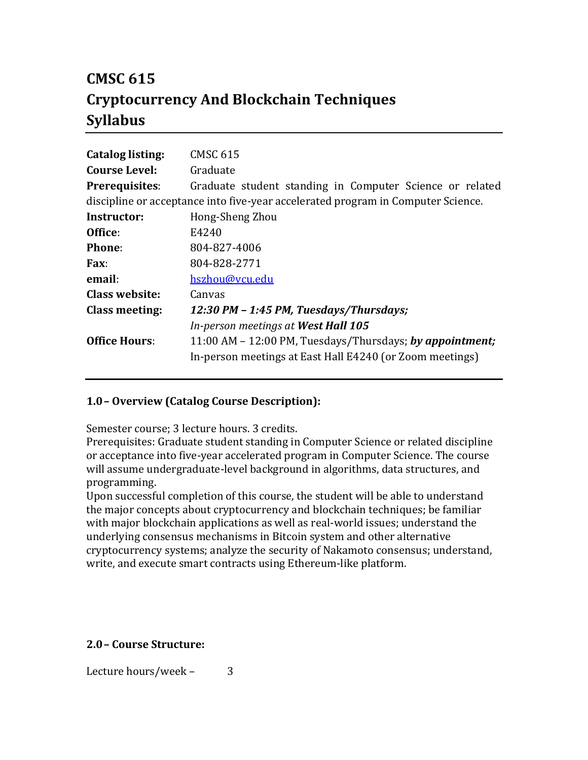# CMSC 615
# Cryptocurrency And Blockchain Techniques
# Syllabus

| | |
|---|---|
| **Catalog listing:** | CMSC 615 |
| **Course Level:** | Graduate |
| **Prerequisites**: | Graduate student standing in Computer Science or related discipline or acceptance into five-year accelerated program in Computer Science. |
| **Instructor:** | Hong-Sheng Zhou |
| **Office**: | E4240 |
| **Phone**: | 804-827-4006 |
| **Fax**: | 804-828-2771 |
| **email**: | hszhou@vcu.edu |
| **Class website:** | Canvas |
| **Class meeting:** | ***12:30 PM – 1:45 PM, Tuesdays/Thursdays;*** *In-person meetings at* ***West Hall 105*** |
| **Office Hours**: | 11:00 AM – 12:00 PM, Tuesdays/Thursdays; ***by appointment;*** In-person meetings at East Hall E4240 (or Zoom meetings) |

## 1.0 – Overview (Catalog Course Description):

Semester course; 3 lecture hours. 3 credits.
Prerequisites: Graduate student standing in Computer Science or related discipline or acceptance into five-year accelerated program in Computer Science. The course will assume undergraduate-level background in algorithms, data structures, and programming.
Upon successful completion of this course, the student will be able to understand the major concepts about cryptocurrency and blockchain techniques; be familiar with major blockchain applications as well as real-world issues; understand the underlying consensus mechanisms in Bitcoin system and other alternative cryptocurrency systems; analyze the security of Nakamoto consensus; understand, write, and execute smart contracts using Ethereum-like platform.

## 2.0 – Course Structure:

Lecture hours/week – 3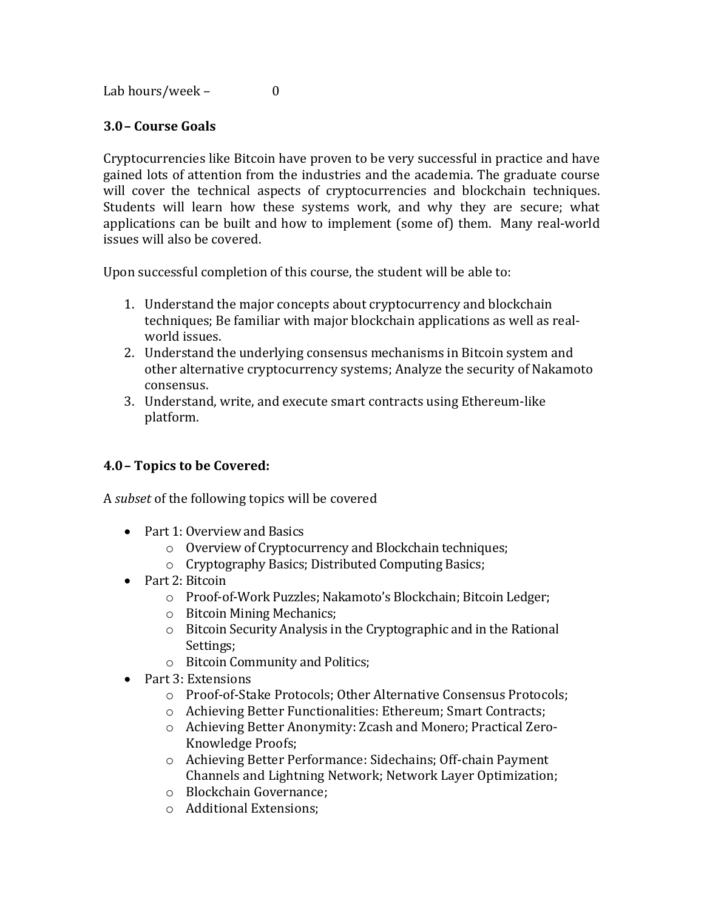Lab hours/week – 0

## 3.0 – Course Goals

Cryptocurrencies like Bitcoin have proven to be very successful in practice and have gained lots of attention from the industries and the academia. The graduate course will cover the technical aspects of cryptocurrencies and blockchain techniques. Students will learn how these systems work, and why they are secure; what applications can be built and how to implement (some of) them. Many real-world issues will also be covered.

Upon successful completion of this course, the student will be able to:

1. Understand the major concepts about cryptocurrency and blockchain techniques; Be familiar with major blockchain applications as well as real-world issues.
2. Understand the underlying consensus mechanisms in Bitcoin system and other alternative cryptocurrency systems; Analyze the security of Nakamoto consensus.
3. Understand, write, and execute smart contracts using Ethereum-like platform.

## 4.0 – Topics to be Covered:

A *subset* of the following topics will be covered

- Part 1: Overview and Basics
  - Overview of Cryptocurrency and Blockchain techniques;
  - Cryptography Basics; Distributed Computing Basics;
- Part 2: Bitcoin
  - Proof-of-Work Puzzles; Nakamoto's Blockchain; Bitcoin Ledger;
  - Bitcoin Mining Mechanics;
  - Bitcoin Security Analysis in the Cryptographic and in the Rational Settings;
  - Bitcoin Community and Politics;
- Part 3: Extensions
  - Proof-of-Stake Protocols; Other Alternative Consensus Protocols;
  - Achieving Better Functionalities: Ethereum; Smart Contracts;
  - Achieving Better Anonymity: Zcash and Monero; Practical Zero-Knowledge Proofs;
  - Achieving Better Performance: Sidechains; Off-chain Payment Channels and Lightning Network; Network Layer Optimization;
  - Blockchain Governance;
  - Additional Extensions;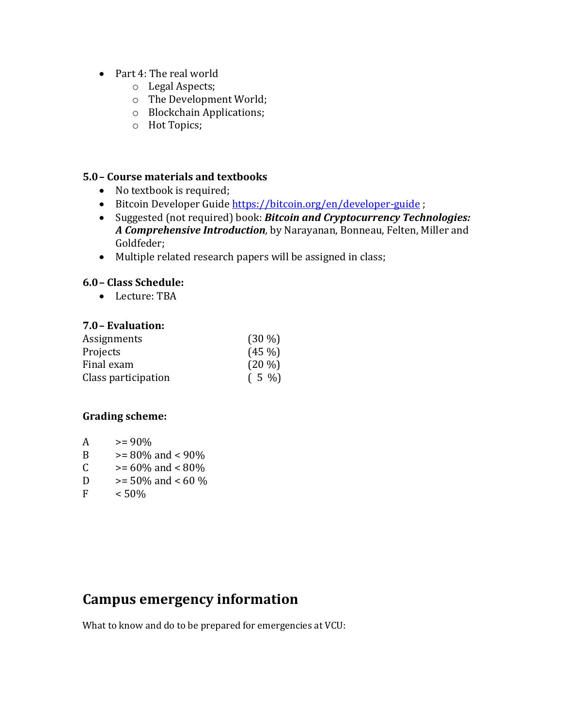- Part 4: The real world
  - Legal Aspects;
  - The Development World;
  - Blockchain Applications;
  - Hot Topics;

### 5.0 – Course materials and textbooks

- No textbook is required;
- Bitcoin Developer Guide [https://bitcoin.org/en/developer-guide](https://bitcoin.org/en/developer-guide) ;
- Suggested (not required) book: ***Bitcoin and Cryptocurrency Technologies: A Comprehensive Introduction***, by Narayanan, Bonneau, Felten, Miller and Goldfeder;
- Multiple related research papers will be assigned in class;

### 6.0 – Class Schedule:

- Lecture: TBA

### 7.0 – Evaluation:

| | |
|---|---|
| Assignments | (30 %) |
| Projects | (45 %) |
| Final exam | (20 %) |
| Class participation | ( 5 %) |

**Grading scheme:**

| | |
|---|---|
| A | >= 90% |
| B | >= 80% and < 90% |
| C | >= 60% and < 80% |
| D | >= 50% and < 60 % |
| F | < 50% |

## Campus emergency information

What to know and do to be prepared for emergencies at VCU: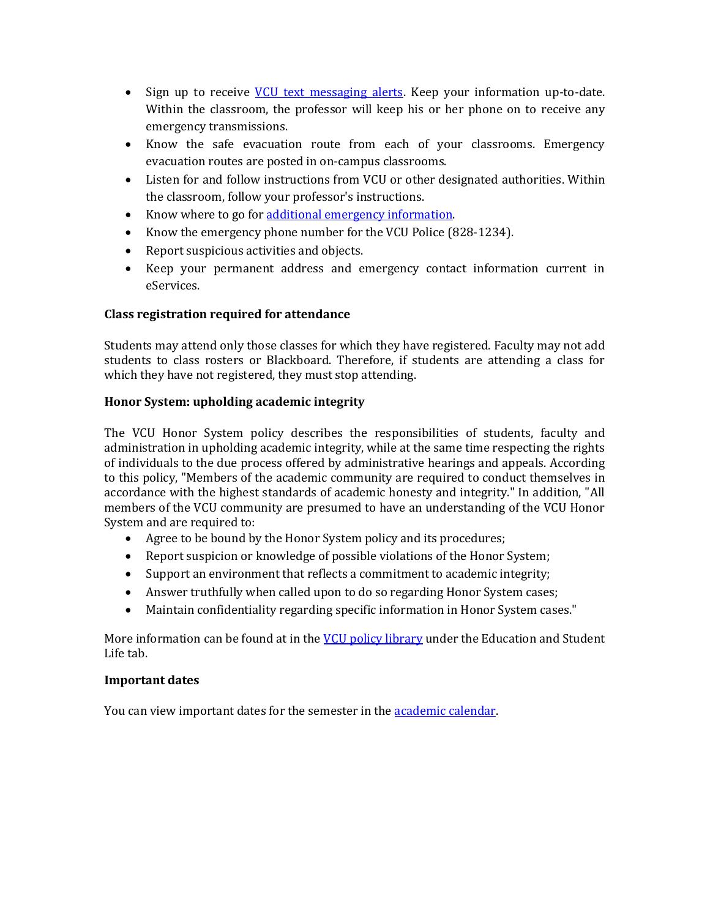- Sign up to receive VCU text messaging alerts. Keep your information up-to-date. Within the classroom, the professor will keep his or her phone on to receive any emergency transmissions.
- Know the safe evacuation route from each of your classrooms. Emergency evacuation routes are posted in on-campus classrooms.
- Listen for and follow instructions from VCU or other designated authorities. Within the classroom, follow your professor's instructions.
- Know where to go for additional emergency information.
- Know the emergency phone number for the VCU Police (828-1234).
- Report suspicious activities and objects.
- Keep your permanent address and emergency contact information current in eServices.

**Class registration required for attendance**

Students may attend only those classes for which they have registered. Faculty may not add students to class rosters or Blackboard. Therefore, if students are attending a class for which they have not registered, they must stop attending.

**Honor System: upholding academic integrity**

The VCU Honor System policy describes the responsibilities of students, faculty and administration in upholding academic integrity, while at the same time respecting the rights of individuals to the due process offered by administrative hearings and appeals. According to this policy, "Members of the academic community are required to conduct themselves in accordance with the highest standards of academic honesty and integrity." In addition, "All members of the VCU community are presumed to have an understanding of the VCU Honor System and are required to:

- Agree to be bound by the Honor System policy and its procedures;
- Report suspicion or knowledge of possible violations of the Honor System;
- Support an environment that reflects a commitment to academic integrity;
- Answer truthfully when called upon to do so regarding Honor System cases;
- Maintain confidentiality regarding specific information in Honor System cases."

More information can be found at in the VCU policy library under the Education and Student Life tab.

**Important dates**

You can view important dates for the semester in the academic calendar.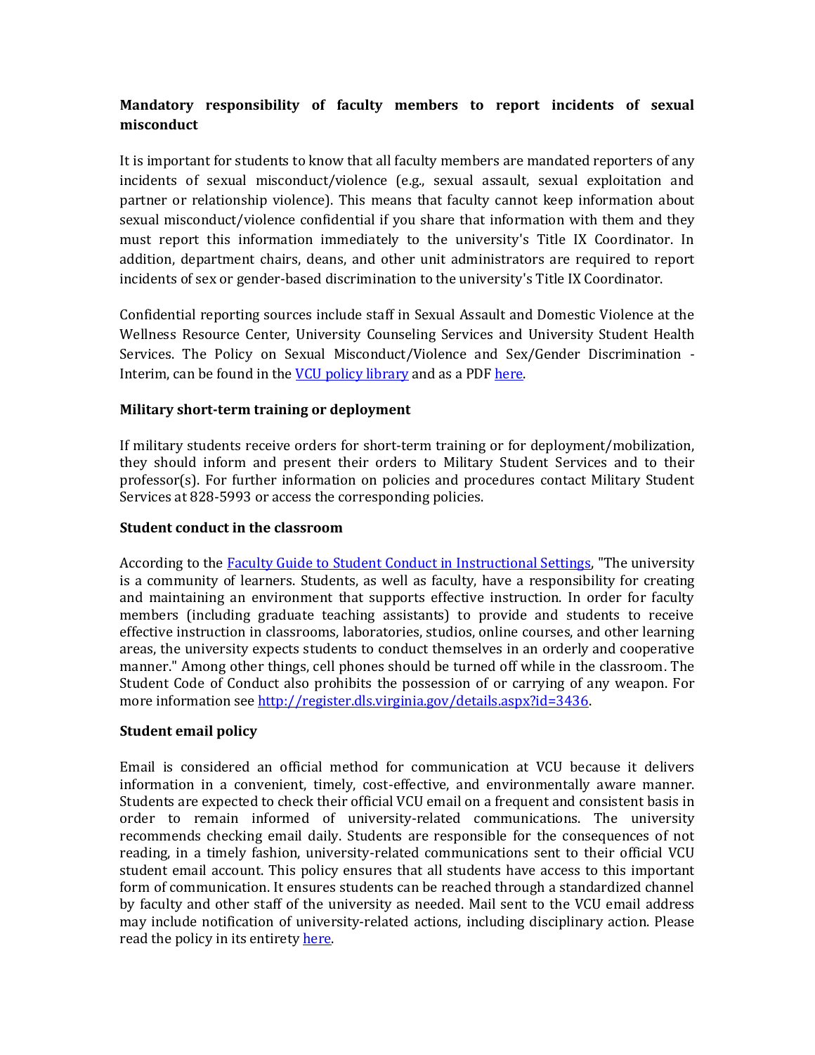**Mandatory responsibility of faculty members to report incidents of sexual misconduct**

It is important for students to know that all faculty members are mandated reporters of any incidents of sexual misconduct/violence (e.g., sexual assault, sexual exploitation and partner or relationship violence). This means that faculty cannot keep information about sexual misconduct/violence confidential if you share that information with them and they must report this information immediately to the university's Title IX Coordinator. In addition, department chairs, deans, and other unit administrators are required to report incidents of sex or gender-based discrimination to the university's Title IX Coordinator.

Confidential reporting sources include staff in Sexual Assault and Domestic Violence at the Wellness Resource Center, University Counseling Services and University Student Health Services. The Policy on Sexual Misconduct/Violence and Sex/Gender Discrimination - Interim, can be found in the VCU policy library and as a PDF here.

**Military short-term training or deployment**

If military students receive orders for short-term training or for deployment/mobilization, they should inform and present their orders to Military Student Services and to their professor(s). For further information on policies and procedures contact Military Student Services at 828-5993 or access the corresponding policies.

**Student conduct in the classroom**

According to the Faculty Guide to Student Conduct in Instructional Settings, "The university is a community of learners. Students, as well as faculty, have a responsibility for creating and maintaining an environment that supports effective instruction. In order for faculty members (including graduate teaching assistants) to provide and students to receive effective instruction in classrooms, laboratories, studios, online courses, and other learning areas, the university expects students to conduct themselves in an orderly and cooperative manner." Among other things, cell phones should be turned off while in the classroom. The Student Code of Conduct also prohibits the possession of or carrying of any weapon. For more information see http://register.dls.virginia.gov/details.aspx?id=3436.

**Student email policy**

Email is considered an official method for communication at VCU because it delivers information in a convenient, timely, cost-effective, and environmentally aware manner. Students are expected to check their official VCU email on a frequent and consistent basis in order to remain informed of university-related communications. The university recommends checking email daily. Students are responsible for the consequences of not reading, in a timely fashion, university-related communications sent to their official VCU student email account. This policy ensures that all students have access to this important form of communication. It ensures students can be reached through a standardized channel by faculty and other staff of the university as needed. Mail sent to the VCU email address may include notification of university-related actions, including disciplinary action. Please read the policy in its entirety here.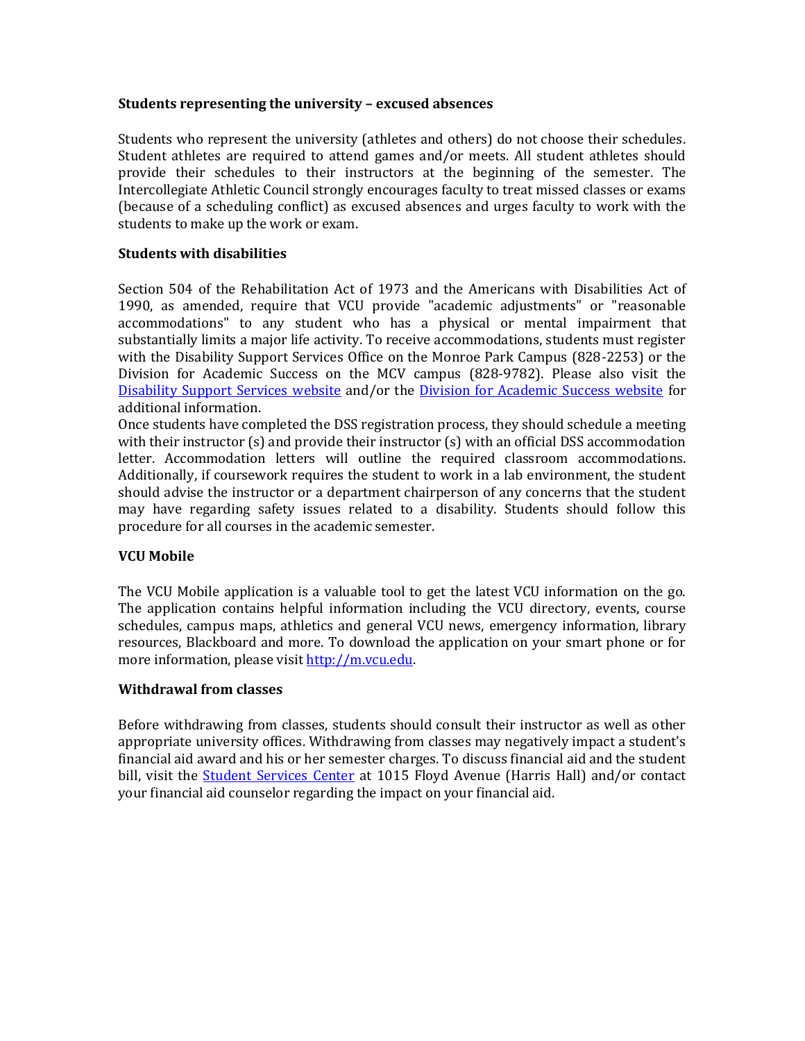**Students representing the university – excused absences**

Students who represent the university (athletes and others) do not choose their schedules. Student athletes are required to attend games and/or meets. All student athletes should provide their schedules to their instructors at the beginning of the semester. The Intercollegiate Athletic Council strongly encourages faculty to treat missed classes or exams (because of a scheduling conflict) as excused absences and urges faculty to work with the students to make up the work or exam.

**Students with disabilities**

Section 504 of the Rehabilitation Act of 1973 and the Americans with Disabilities Act of 1990, as amended, require that VCU provide "academic adjustments" or "reasonable accommodations" to any student who has a physical or mental impairment that substantially limits a major life activity. To receive accommodations, students must register with the Disability Support Services Office on the Monroe Park Campus (828-2253) or the Division for Academic Success on the MCV campus (828-9782). Please also visit the Disability Support Services website and/or the Division for Academic Success website for additional information.

Once students have completed the DSS registration process, they should schedule a meeting with their instructor (s) and provide their instructor (s) with an official DSS accommodation letter. Accommodation letters will outline the required classroom accommodations. Additionally, if coursework requires the student to work in a lab environment, the student should advise the instructor or a department chairperson of any concerns that the student may have regarding safety issues related to a disability. Students should follow this procedure for all courses in the academic semester.

**VCU Mobile**

The VCU Mobile application is a valuable tool to get the latest VCU information on the go. The application contains helpful information including the VCU directory, events, course schedules, campus maps, athletics and general VCU news, emergency information, library resources, Blackboard and more. To download the application on your smart phone or for more information, please visit http://m.vcu.edu.

**Withdrawal from classes**

Before withdrawing from classes, students should consult their instructor as well as other appropriate university offices. Withdrawing from classes may negatively impact a student's financial aid award and his or her semester charges. To discuss financial aid and the student bill, visit the Student Services Center at 1015 Floyd Avenue (Harris Hall) and/or contact your financial aid counselor regarding the impact on your financial aid.